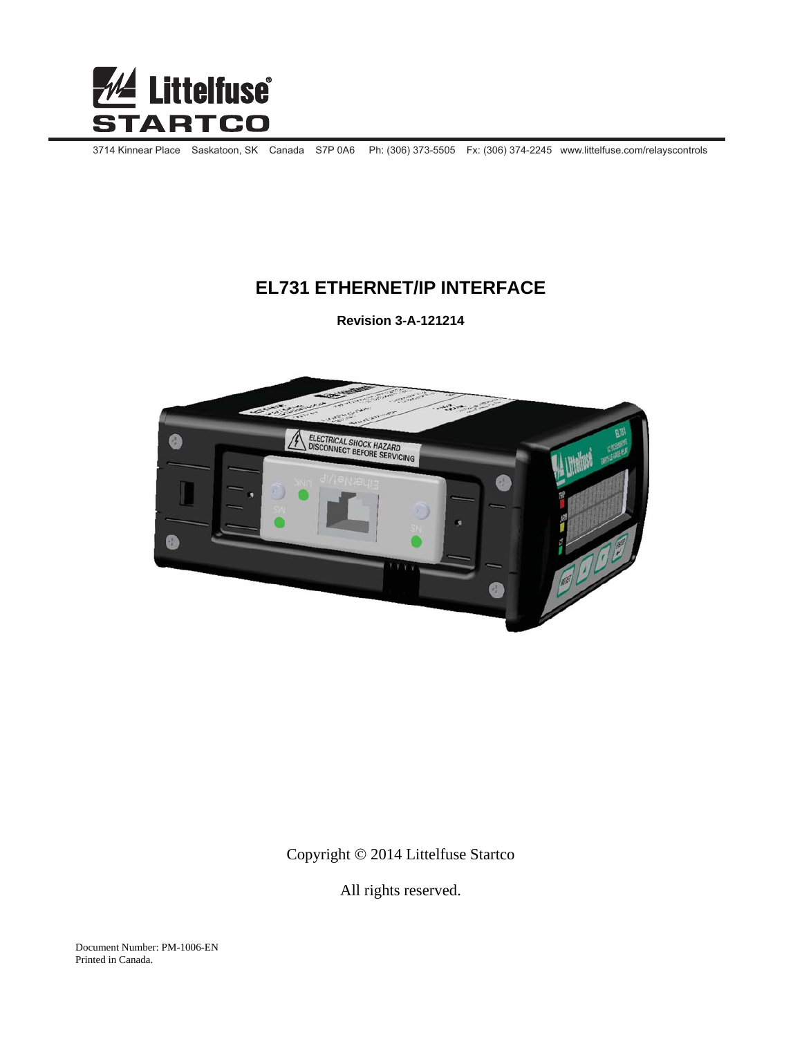# Littelfuse STARTCO

3714 Kinnear Place Saskatoon, SK Canada S7P 0A6 Ph: (306) 373-5505 Fx: (306) 374-2245 www.littelfuse.com/relayscontrols

## EL731 ETHERNET/IP INTERFACE

**Revision 3-A-121214**

Copyright © 2014 Littelfuse Startco

All rights reserved.

Document Number: PM-1006-EN
Printed in Canada.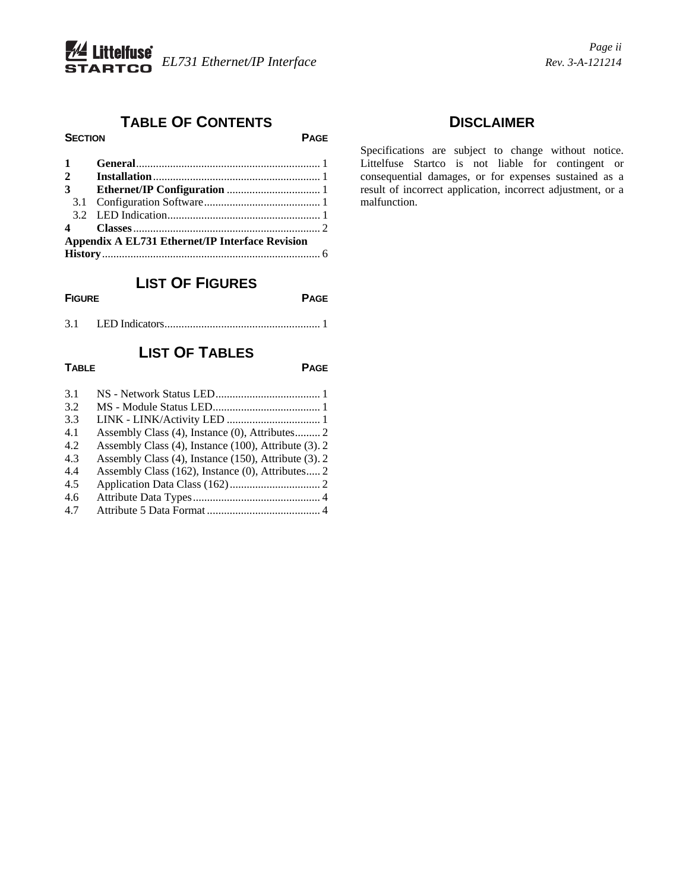# TABLE OF CONTENTS

| SECTION | | PAGE |
|---|---|---|
| **1** | **General** | 1 |
| **2** | **Installation** | 1 |
| **3** | **Ethernet/IP Configuration** | 1 |
| 3.1 | Configuration Software | 1 |
| 3.2 | LED Indication | 1 |
| **4** | **Classes** | 2 |
| **Appendix A EL731 Ethernet/IP Interface Revision History** | | 6 |

# LIST OF FIGURES

| FIGURE | | PAGE |
|---|---|---|
| 3.1 | LED Indicators | 1 |

# LIST OF TABLES

| TABLE | | PAGE |
|---|---|---|
| 3.1 | NS - Network Status LED | 1 |
| 3.2 | MS - Module Status LED | 1 |
| 3.3 | LINK - LINK/Activity LED | 1 |
| 4.1 | Assembly Class (4), Instance (0), Attributes | 2 |
| 4.2 | Assembly Class (4), Instance (100), Attribute (3) | 2 |
| 4.3 | Assembly Class (4), Instance (150), Attribute (3) | 2 |
| 4.4 | Assembly Class (162), Instance (0), Attributes | 2 |
| 4.5 | Application Data Class (162) | 2 |
| 4.6 | Attribute Data Types | 4 |
| 4.7 | Attribute 5 Data Format | 4 |

# DISCLAIMER

Specifications are subject to change without notice. Littelfuse Startco is not liable for contingent or consequential damages, or for expenses sustained as a result of incorrect application, incorrect adjustment, or a malfunction.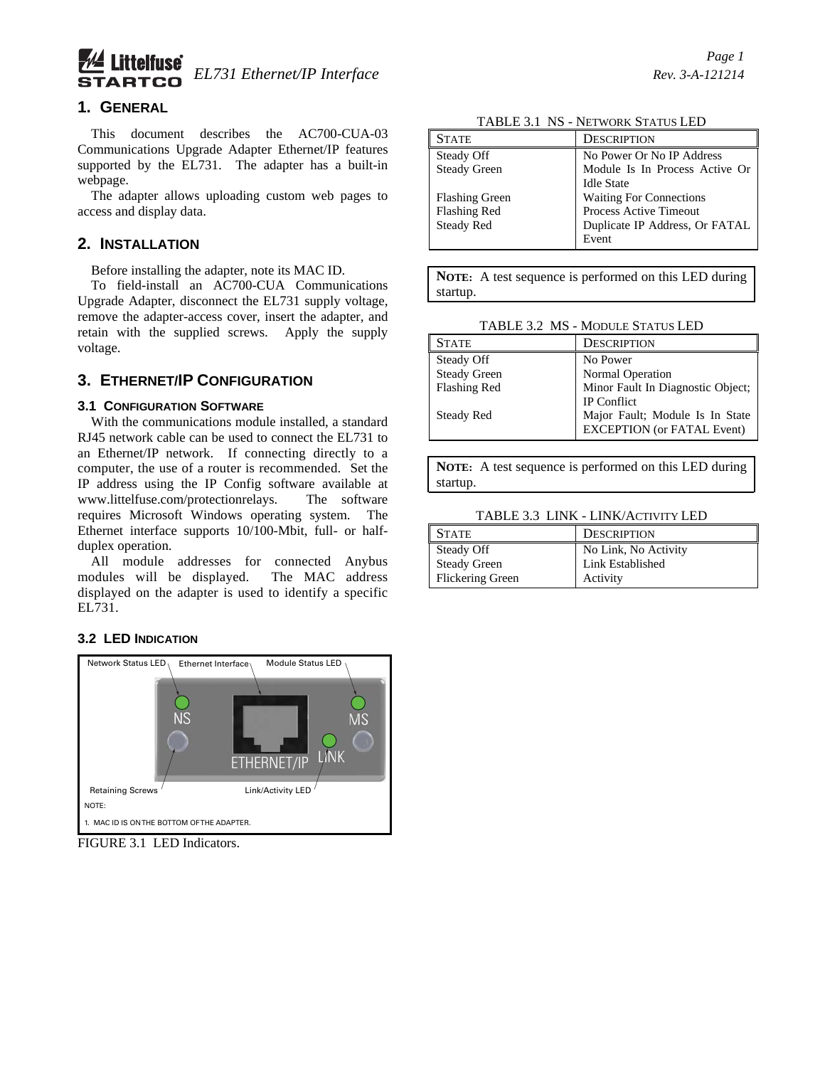# 1. GENERAL

This document describes the AC700-CUA-03 Communications Upgrade Adapter Ethernet/IP features supported by the EL731. The adapter has a built-in webpage.

The adapter allows uploading custom web pages to access and display data.

# 2. INSTALLATION

Before installing the adapter, note its MAC ID.

To field-install an AC700-CUA Communications Upgrade Adapter, disconnect the EL731 supply voltage, remove the adapter-access cover, insert the adapter, and retain with the supplied screws. Apply the supply voltage.

# 3. ETHERNET/IP CONFIGURATION

## 3.1 CONFIGURATION SOFTWARE

With the communications module installed, a standard RJ45 network cable can be used to connect the EL731 to an Ethernet/IP network. If connecting directly to a computer, the use of a router is recommended. Set the IP address using the IP Config software available at www.littelfuse.com/protectionrelays. The software requires Microsoft Windows operating system. The Ethernet interface supports 10/100-Mbit, full- or half-duplex operation.

All module addresses for connected Anybus modules will be displayed. The MAC address displayed on the adapter is used to identify a specific EL731.

## 3.2 LED INDICATION

Network Status LED, Ethernet Interface, Module Status LED, NS, MS, ETHERNET/IP, LINK, Retaining Screws, Link/Activity LED

NOTE:
1. MAC ID IS ON THE BOTTOM OF THE ADAPTER.

FIGURE 3.1 LED Indicators.

TABLE 3.1 NS - NETWORK STATUS LED

| STATE | DESCRIPTION |
|---|---|
| Steady Off | No Power Or No IP Address |
| Steady Green | Module Is In Process Active Or Idle State |
| Flashing Green | Waiting For Connections |
| Flashing Red | Process Active Timeout |
| Steady Red | Duplicate IP Address, Or FATAL Event |

**NOTE:** A test sequence is performed on this LED during startup.

TABLE 3.2 MS - MODULE STATUS LED

| STATE | DESCRIPTION |
|---|---|
| Steady Off | No Power |
| Steady Green | Normal Operation |
| Flashing Red | Minor Fault In Diagnostic Object; IP Conflict |
| Steady Red | Major Fault; Module Is In State EXCEPTION (or FATAL Event) |

**NOTE:** A test sequence is performed on this LED during startup.

TABLE 3.3 LINK - LINK/ACTIVITY LED

| STATE | DESCRIPTION |
|---|---|
| Steady Off | No Link, No Activity |
| Steady Green | Link Established |
| Flickering Green | Activity |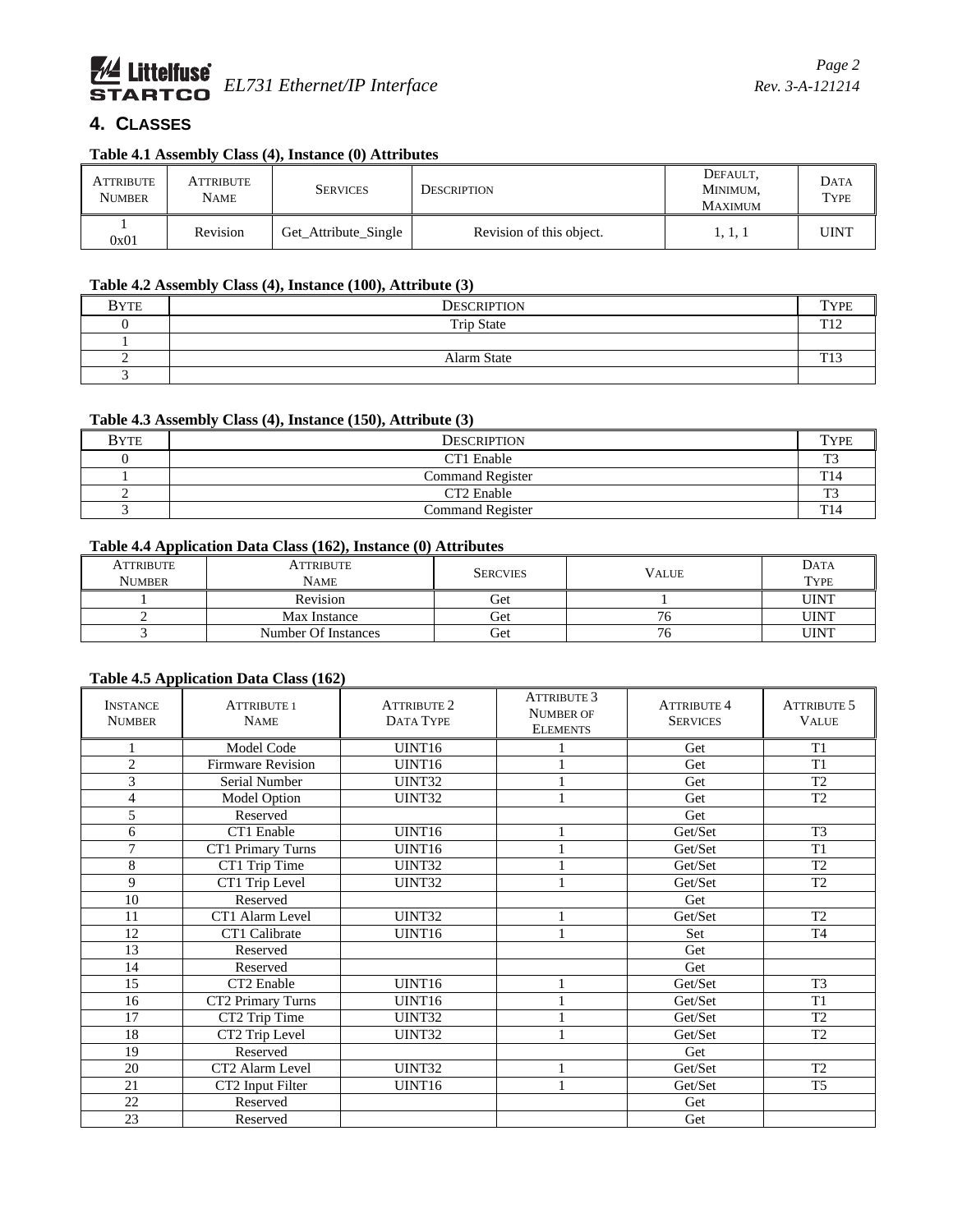## 4. CLASSES

**Table 4.1 Assembly Class (4), Instance (0) Attributes**

| Attribute Number | Attribute Name | Services | Description | Default, Minimum, Maximum | Data Type |
|---|---|---|---|---|---|
| 1 0x01 | Revision | Get_Attribute_Single | Revision of this object. | 1, 1, 1 | UINT |

**Table 4.2 Assembly Class (4), Instance (100), Attribute (3)**

| Byte | Description | Type |
|---|---|---|
| 0 | Trip State | T12 |
| 1 | | |
| 2 | Alarm State | T13 |
| 3 | | |

**Table 4.3 Assembly Class (4), Instance (150), Attribute (3)**

| Byte | Description | Type |
|---|---|---|
| 0 | CT1 Enable | T3 |
| 1 | Command Register | T14 |
| 2 | CT2 Enable | T3 |
| 3 | Command Register | T14 |

**Table 4.4 Application Data Class (162), Instance (0) Attributes**

| Attribute Number | Attribute Name | Sercvies | Value | Data Type |
|---|---|---|---|---|
| 1 | Revision | Get | 1 | UINT |
| 2 | Max Instance | Get | 76 | UINT |
| 3 | Number Of Instances | Get | 76 | UINT |

**Table 4.5 Application Data Class (162)**

| Instance Number | Attribute 1 Name | Attribute 2 Data Type | Attribute 3 Number of Elements | Attribute 4 Services | Attribute 5 Value |
|---|---|---|---|---|---|
| 1 | Model Code | UINT16 | 1 | Get | T1 |
| 2 | Firmware Revision | UINT16 | 1 | Get | T1 |
| 3 | Serial Number | UINT32 | 1 | Get | T2 |
| 4 | Model Option | UINT32 | 1 | Get | T2 |
| 5 | Reserved | | | Get | |
| 6 | CT1 Enable | UINT16 | 1 | Get/Set | T3 |
| 7 | CT1 Primary Turns | UINT16 | 1 | Get/Set | T1 |
| 8 | CT1 Trip Time | UINT32 | 1 | Get/Set | T2 |
| 9 | CT1 Trip Level | UINT32 | 1 | Get/Set | T2 |
| 10 | Reserved | | | Get | |
| 11 | CT1 Alarm Level | UINT32 | 1 | Get/Set | T2 |
| 12 | CT1 Calibrate | UINT16 | 1 | Set | T4 |
| 13 | Reserved | | | Get | |
| 14 | Reserved | | | Get | |
| 15 | CT2 Enable | UINT16 | 1 | Get/Set | T3 |
| 16 | CT2 Primary Turns | UINT16 | 1 | Get/Set | T1 |
| 17 | CT2 Trip Time | UINT32 | 1 | Get/Set | T2 |
| 18 | CT2 Trip Level | UINT32 | 1 | Get/Set | T2 |
| 19 | Reserved | | | Get | |
| 20 | CT2 Alarm Level | UINT32 | 1 | Get/Set | T2 |
| 21 | CT2 Input Filter | UINT16 | 1 | Get/Set | T5 |
| 22 | Reserved | | | Get | |
| 23 | Reserved | | | Get | |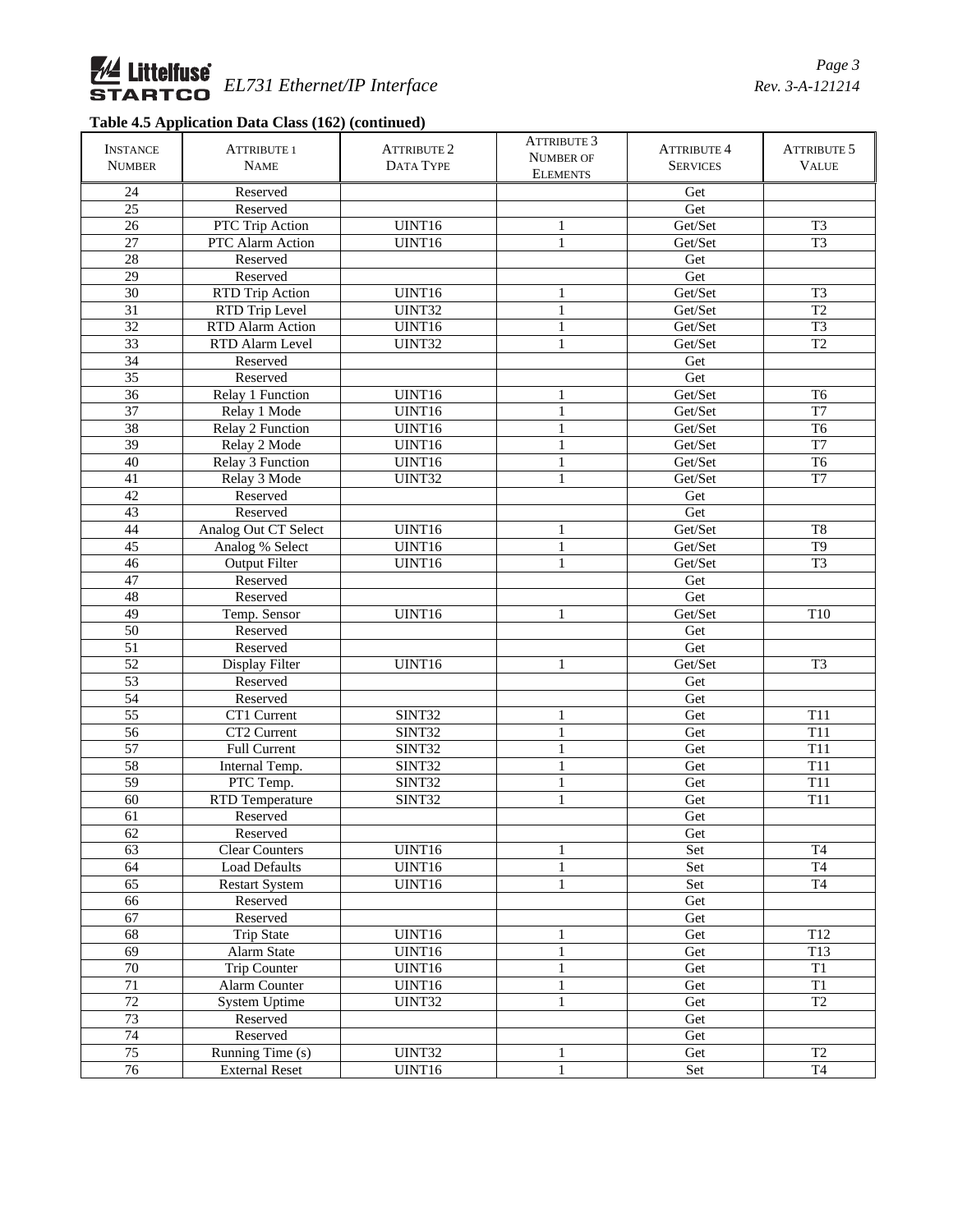**Table 4.5 Application Data Class (162) (continued)**

| Instance Number | Attribute 1 Name | Attribute 2 Data Type | Attribute 3 Number of Elements | Attribute 4 Services | Attribute 5 Value |
|---|---|---|---|---|---|
| 24 | Reserved | | | Get | |
| 25 | Reserved | | | Get | |
| 26 | PTC Trip Action | UINT16 | 1 | Get/Set | T3 |
| 27 | PTC Alarm Action | UINT16 | 1 | Get/Set | T3 |
| 28 | Reserved | | | Get | |
| 29 | Reserved | | | Get | |
| 30 | RTD Trip Action | UINT16 | 1 | Get/Set | T3 |
| 31 | RTD Trip Level | UINT32 | 1 | Get/Set | T2 |
| 32 | RTD Alarm Action | UINT16 | 1 | Get/Set | T3 |
| 33 | RTD Alarm Level | UINT32 | 1 | Get/Set | T2 |
| 34 | Reserved | | | Get | |
| 35 | Reserved | | | Get | |
| 36 | Relay 1 Function | UINT16 | 1 | Get/Set | T6 |
| 37 | Relay 1 Mode | UINT16 | 1 | Get/Set | T7 |
| 38 | Relay 2 Function | UINT16 | 1 | Get/Set | T6 |
| 39 | Relay 2 Mode | UINT16 | 1 | Get/Set | T7 |
| 40 | Relay 3 Function | UINT16 | 1 | Get/Set | T6 |
| 41 | Relay 3 Mode | UINT32 | 1 | Get/Set | T7 |
| 42 | Reserved | | | Get | |
| 43 | Reserved | | | Get | |
| 44 | Analog Out CT Select | UINT16 | 1 | Get/Set | T8 |
| 45 | Analog % Select | UINT16 | 1 | Get/Set | T9 |
| 46 | Output Filter | UINT16 | 1 | Get/Set | T3 |
| 47 | Reserved | | | Get | |
| 48 | Reserved | | | Get | |
| 49 | Temp. Sensor | UINT16 | 1 | Get/Set | T10 |
| 50 | Reserved | | | Get | |
| 51 | Reserved | | | Get | |
| 52 | Display Filter | UINT16 | 1 | Get/Set | T3 |
| 53 | Reserved | | | Get | |
| 54 | Reserved | | | Get | |
| 55 | CT1 Current | SINT32 | 1 | Get | T11 |
| 56 | CT2 Current | SINT32 | 1 | Get | T11 |
| 57 | Full Current | SINT32 | 1 | Get | T11 |
| 58 | Internal Temp. | SINT32 | 1 | Get | T11 |
| 59 | PTC Temp. | SINT32 | 1 | Get | T11 |
| 60 | RTD Temperature | SINT32 | 1 | Get | T11 |
| 61 | Reserved | | | Get | |
| 62 | Reserved | | | Get | |
| 63 | Clear Counters | UINT16 | 1 | Set | T4 |
| 64 | Load Defaults | UINT16 | 1 | Set | T4 |
| 65 | Restart System | UINT16 | 1 | Set | T4 |
| 66 | Reserved | | | Get | |
| 67 | Reserved | | | Get | |
| 68 | Trip State | UINT16 | 1 | Get | T12 |
| 69 | Alarm State | UINT16 | 1 | Get | T13 |
| 70 | Trip Counter | UINT16 | 1 | Get | T1 |
| 71 | Alarm Counter | UINT16 | 1 | Get | T1 |
| 72 | System Uptime | UINT32 | 1 | Get | T2 |
| 73 | Reserved | | | Get | |
| 74 | Reserved | | | Get | |
| 75 | Running Time (s) | UINT32 | 1 | Get | T2 |
| 76 | External Reset | UINT16 | 1 | Set | T4 |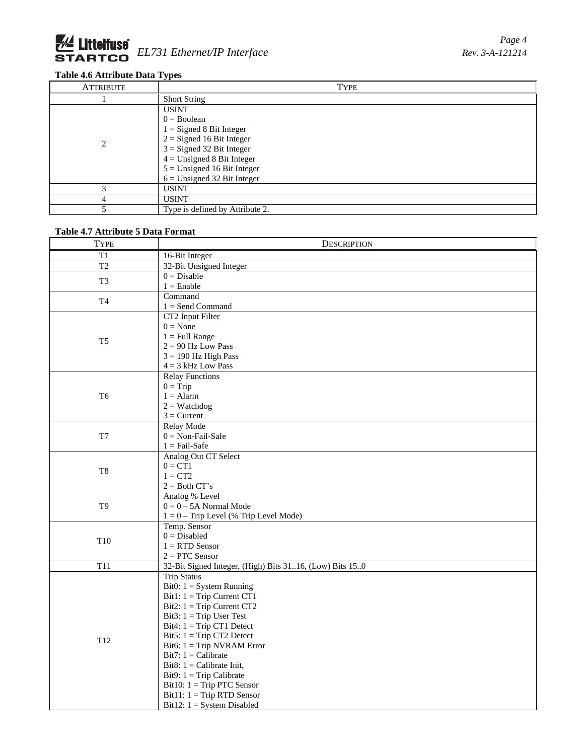**Table 4.6 Attribute Data Types**

| ATTRIBUTE | TYPE |
|---|---|
| 1 | Short String |
| 2 | USINT<br>0 = Boolean<br>1 = Signed 8 Bit Integer<br>2 = Signed 16 Bit Integer<br>3 = Signed 32 Bit Integer<br>4 = Unsigned 8 Bit Integer<br>5 = Unsigned 16 Bit Integer<br>6 = Unsigned 32 Bit Integer |
| 3 | USINT |
| 4 | USINT |
| 5 | Type is defined by Attribute 2. |

**Table 4.7 Attribute 5 Data Format**

| TYPE | DESCRIPTION |
|---|---|
| T1 | 16-Bit Integer |
| T2 | 32-Bit Unsigned Integer |
| T3 | 0 = Disable<br>1 = Enable |
| T4 | Command<br>1 = Send Command |
| T5 | CT2 Input Filter<br>0 = None<br>1 = Full Range<br>2 = 90 Hz Low Pass<br>3 = 190 Hz High Pass<br>4 = 3 kHz Low Pass |
| T6 | Relay Functions<br>0 = Trip<br>1 = Alarm<br>2 = Watchdog<br>3 = Current |
| T7 | Relay Mode<br>0 = Non-Fail-Safe<br>1 = Fail-Safe |
| T8 | Analog Out CT Select<br>0 = CT1<br>1 = CT2<br>2 = Both CT's |
| T9 | Analog % Level<br>0 = 0 – 5A Normal Mode<br>1 = 0 – Trip Level (% Trip Level Mode) |
| T10 | Temp. Sensor<br>0 = Disabled<br>1 = RTD Sensor<br>2 = PTC Sensor |
| T11 | 32-Bit Signed Integer, (High) Bits 31..16, (Low) Bits 15..0 |
| T12 | Trip Status<br>Bit0: 1 = System Running<br>Bit1: 1 = Trip Current CT1<br>Bit2: 1 = Trip Current CT2<br>Bit3: 1 = Trip User Test<br>Bit4: 1 = Trip CT1 Detect<br>Bit5: 1 = Trip CT2 Detect<br>Bit6: 1 = Trip NVRAM Error<br>Bit7: 1 = Calibrate<br>Bit8: 1 = Calibrate Init,<br>Bit9: 1 = Trip Calibrate<br>Bit10: 1 = Trip PTC Sensor<br>Bit11: 1 = Trip RTD Sensor<br>Bit12: 1 = System Disabled |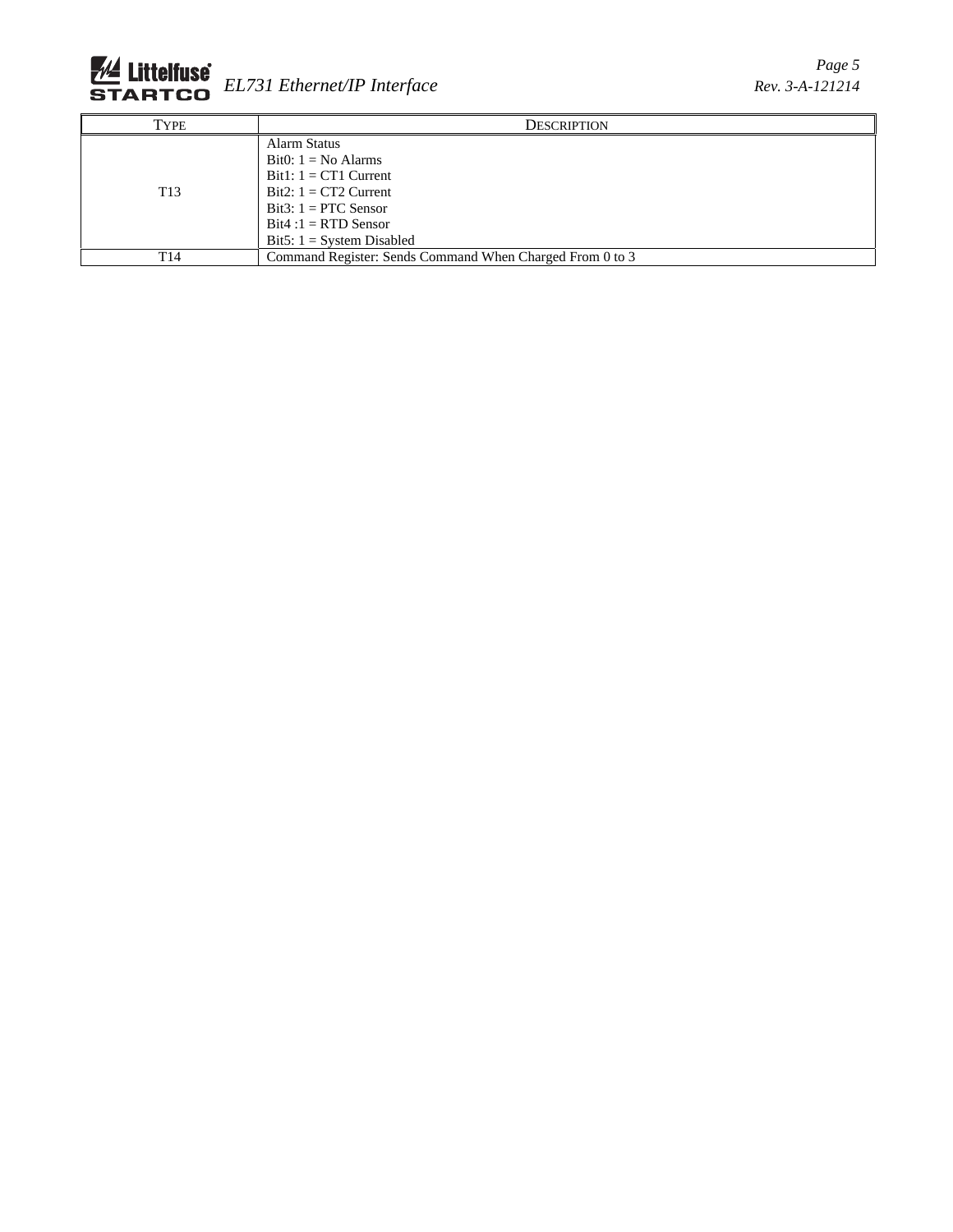| Type | Description |
|---|---|
| T13 | Alarm Status<br>Bit0: 1 = No Alarms<br>Bit1: 1 = CT1 Current<br>Bit2: 1 = CT2 Current<br>Bit3: 1 = PTC Sensor<br>Bit4 :1 = RTD Sensor<br>Bit5: 1 = System Disabled |
| T14 | Command Register: Sends Command When Charged From 0 to 3 |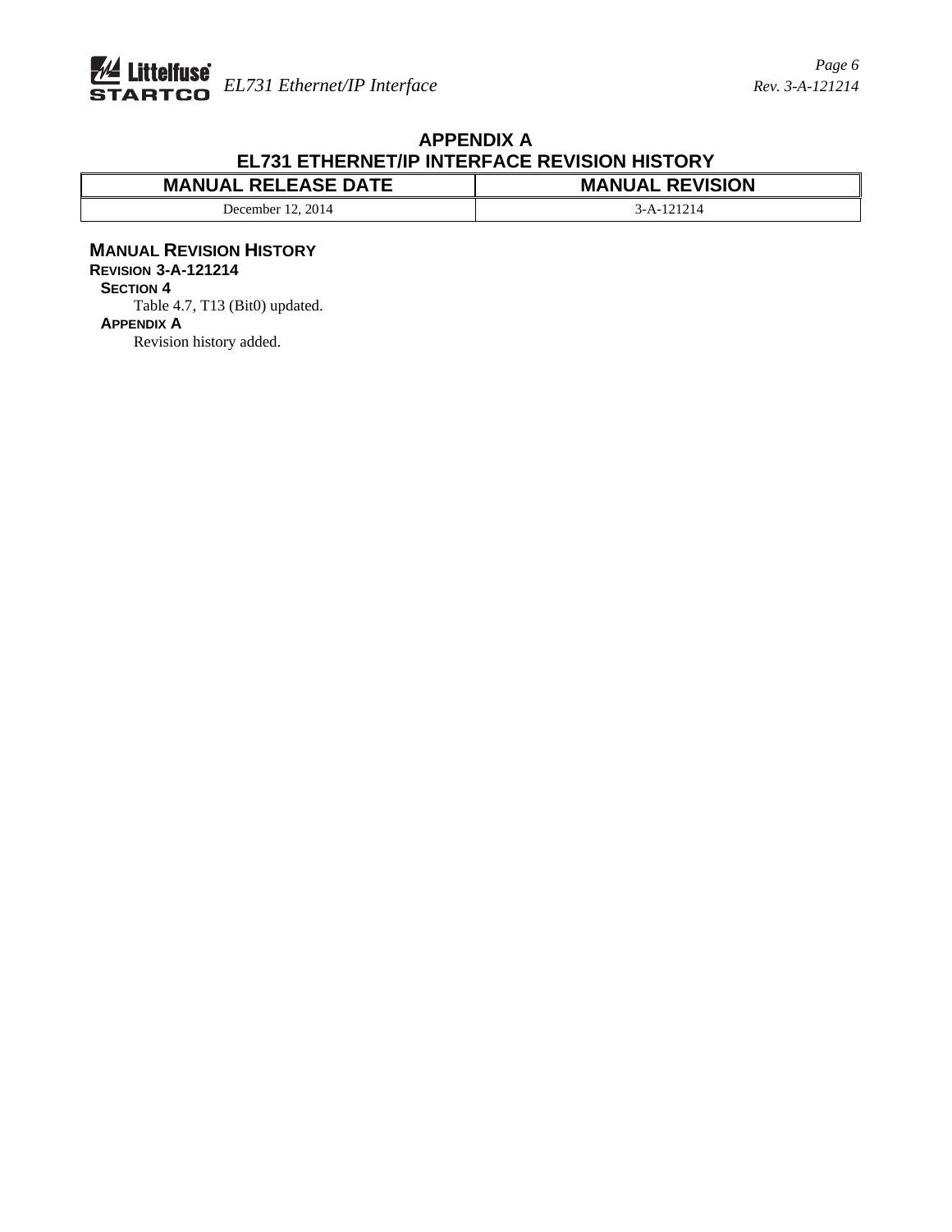# APPENDIX A
# EL731 ETHERNET/IP INTERFACE REVISION HISTORY

| MANUAL RELEASE DATE | MANUAL REVISION |
|---|---|
| December 12, 2014 | 3-A-121214 |

## MANUAL REVISION HISTORY

### REVISION 3-A-121214

**SECTION 4**

Table 4.7, T13 (Bit0) updated.

**APPENDIX A**

Revision history added.